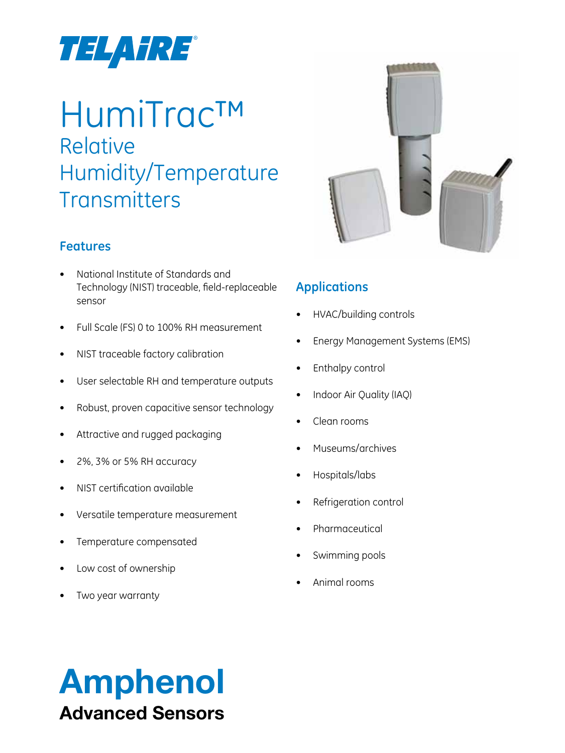# TELAIRE®

# HumiTrac™

## Relative Humidity/Temperature Transmitters

### Features

- National Institute of Standards and Technology (NIST) traceable, field-replaceable sensor
- Full Scale (FS) 0 to 100% RH measurement
- NIST traceable factory calibration
- User selectable RH and temperature outputs
- Robust, proven capacitive sensor technology
- Attractive and rugged packaging
- 2%, 3% or 5% RH accuracy
- NIST certification available
- Versatile temperature measurement
- Temperature compensated
- Low cost of ownership
- Two year warranty

### Applications

- HVAC/building controls
- Energy Management Systems (EMS)
- Enthalpy control
- Indoor Air Quality (IAQ)
- Clean rooms
- Museums/archives
- Hospitals/labs
- Refrigeration control
- Pharmaceutical
- Swimming pools
- Animal rooms

**Amphenol**
**Advanced Sensors**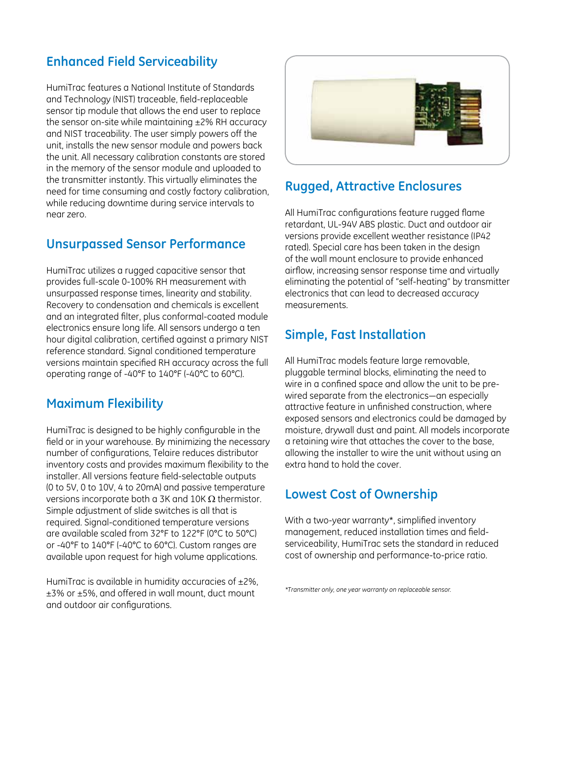## Enhanced Field Serviceability

HumiTrac features a National Institute of Standards and Technology (NIST) traceable, field-replaceable sensor tip module that allows the end user to replace the sensor on-site while maintaining ±2% RH accuracy and NIST traceability. The user simply powers off the unit, installs the new sensor module and powers back the unit. All necessary calibration constants are stored in the memory of the sensor module and uploaded to the transmitter instantly. This virtually eliminates the need for time consuming and costly factory calibration, while reducing downtime during service intervals to near zero.

## Unsurpassed Sensor Performance

HumiTrac utilizes a rugged capacitive sensor that provides full-scale 0-100% RH measurement with unsurpassed response times, linearity and stability. Recovery to condensation and chemicals is excellent and an integrated filter, plus conformal-coated module electronics ensure long life. All sensors undergo a ten hour digital calibration, certified against a primary NIST reference standard. Signal conditioned temperature versions maintain specified RH accuracy across the full operating range of -40°F to 140°F (-40°C to 60°C).

## Maximum Flexibility

HumiTrac is designed to be highly configurable in the field or in your warehouse. By minimizing the necessary number of configurations, Telaire reduces distributor inventory costs and provides maximum flexibility to the installer. All versions feature field-selectable outputs (0 to 5V, 0 to 10V, 4 to 20mA) and passive temperature versions incorporate both a 3K and 10K Ω thermistor. Simple adjustment of slide switches is all that is required. Signal-conditioned temperature versions are available scaled from 32°F to 122°F (0°C to 50°C) or -40°F to 140°F (-40°C to 60°C). Custom ranges are available upon request for high volume applications.

HumiTrac is available in humidity accuracies of ±2%, ±3% or ±5%, and offered in wall mount, duct mount and outdoor air configurations.

## Rugged, Attractive Enclosures

All HumiTrac configurations feature rugged flame retardant, UL-94V ABS plastic. Duct and outdoor air versions provide excellent weather resistance (IP42 rated). Special care has been taken in the design of the wall mount enclosure to provide enhanced airflow, increasing sensor response time and virtually eliminating the potential of "self-heating" by transmitter electronics that can lead to decreased accuracy measurements.

## Simple, Fast Installation

All HumiTrac models feature large removable, pluggable terminal blocks, eliminating the need to wire in a confined space and allow the unit to be pre-wired separate from the electronics—an especially attractive feature in unfinished construction, where exposed sensors and electronics could be damaged by moisture, drywall dust and paint. All models incorporate a retaining wire that attaches the cover to the base, allowing the installer to wire the unit without using an extra hand to hold the cover.

## Lowest Cost of Ownership

With a two-year warranty*, simplified inventory management, reduced installation times and field-serviceability, HumiTrac sets the standard in reduced cost of ownership and performance-to-price ratio.

*\*Transmitter only, one year warranty on replaceable sensor.*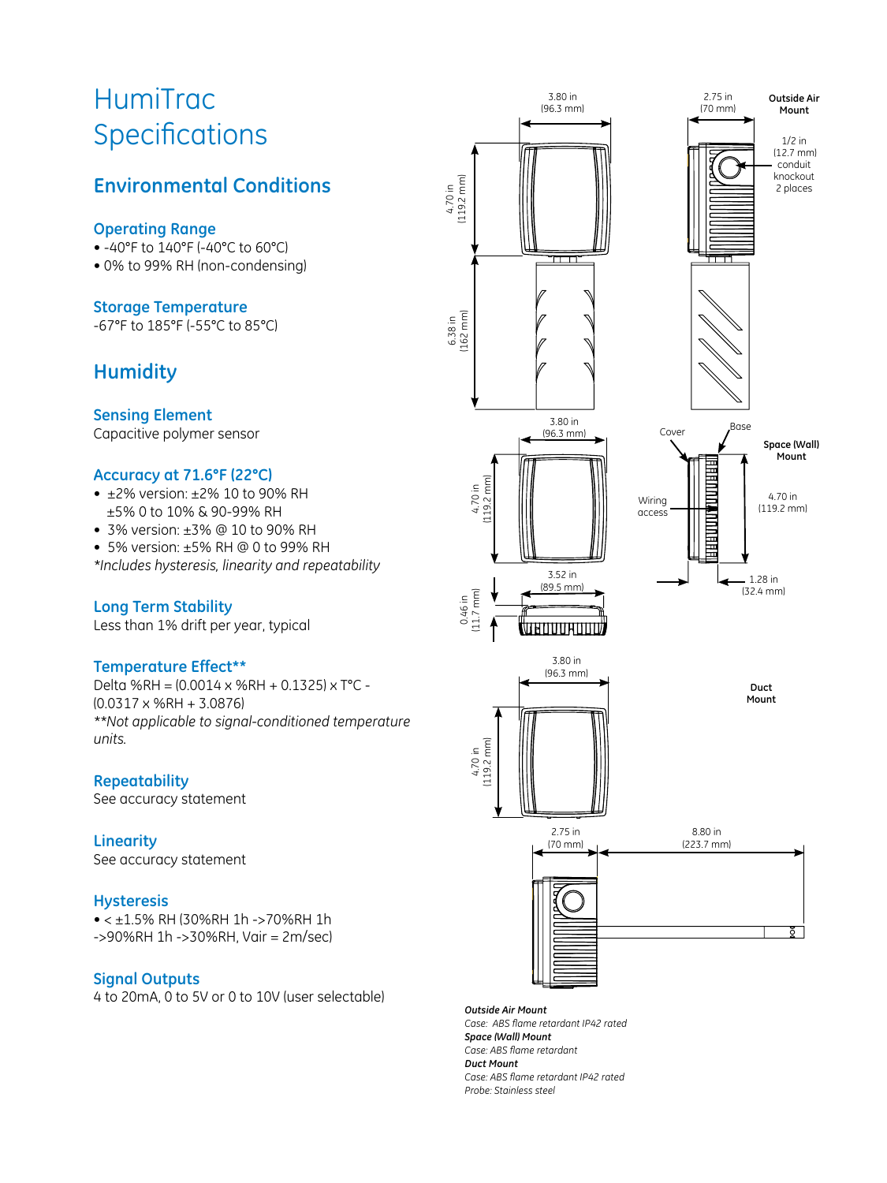# HumiTrac Specifications

## Environmental Conditions

### Operating Range

- -40°F to 140°F (-40°C to 60°C)
- 0% to 99% RH (non-condensing)

### Storage Temperature

-67°F to 185°F (-55°C to 85°C)

## Humidity

### Sensing Element

Capacitive polymer sensor

### Accuracy at 71.6°F (22°C)

- ±2% version: ±2% 10 to 90% RH
  ±5% 0 to 10% & 90-99% RH
- 3% version: ±3% @ 10 to 90% RH
- 5% version: ±5% RH @ 0 to 99% RH

*\*Includes hysteresis, linearity and repeatability*

### Long Term Stability

Less than 1% drift per year, typical

### Temperature Effect**

Delta %RH = (0.0014 x %RH + 0.1325) x T°C - (0.0317 x %RH + 3.0876)

*\*\*Not applicable to signal-conditioned temperature units.*

### Repeatability

See accuracy statement

### Linearity

See accuracy statement

### Hysteresis

- < ±1.5% RH (30%RH 1h ->70%RH 1h ->90%RH 1h ->30%RH, Vair = 2m/sec)

### Signal Outputs

4 to 20mA, 0 to 5V or 0 to 10V (user selectable)

**Outside Air Mount**

3.80 in (96.3 mm); 2.75 in (70 mm); 4.70 in (119.2 mm); 6.38 in (162 mm); 1/2 in (12.7 mm) conduit knockout 2 places

**Space (Wall) Mount**

3.80 in (96.3 mm); 4.70 in (119.2 mm); 3.52 in (89.5 mm); 0.46 in (11.7 mm); Cover; Base; Wiring access; 4.70 in (119.2 mm); 1.28 in (32.4 mm)

**Duct Mount**

3.80 in (96.3 mm); 4.70 in (119.2 mm); 2.75 in (70 mm); 8.80 in (223.7 mm)

***Outside Air Mount***
*Case: ABS flame retardant IP42 rated*
***Space (Wall) Mount***
*Case: ABS flame retardant*
***Duct Mount***
*Case: ABS flame retardant IP42 rated*
*Probe: Stainless steel*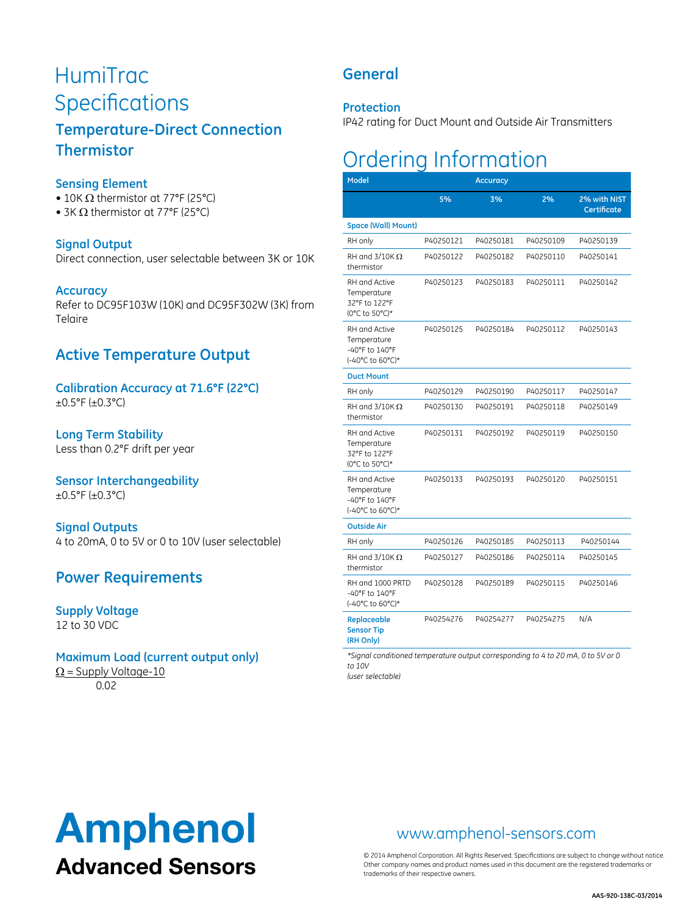# HumiTrac Specifications

## Temperature-Direct Connection Thermistor

### Sensing Element

- 10K Ω thermistor at 77°F (25°C)
- 3K Ω thermistor at 77°F (25°C)

### Signal Output

Direct connection, user selectable between 3K or 10K

### Accuracy

Refer to DC95F103W (10K) and DC95F302W (3K) from Telaire

## Active Temperature Output

### Calibration Accuracy at 71.6°F (22°C)

±0.5°F (±0.3°C)

### Long Term Stability

Less than 0.2°F drift per year

### Sensor Interchangeability

±0.5°F (±0.3°C)

### Signal Outputs

4 to 20mA, 0 to 5V or 0 to 10V (user selectable)

## Power Requirements

### Supply Voltage

12 to 30 VDC

### Maximum Load (current output only)

$$\Omega = \frac{\text{Supply Voltage} - 10}{0.02}$$

## General

### Protection

IP42 rating for Duct Mount and Outside Air Transmitters

# Ordering Information

| Model | Accuracy | | | |
|---|---|---|---|---|
| | 5% | 3% | 2% | 2% with NIST Certificate |
| **Space (Wall) Mount)** | | | | |
| RH only | P40250121 | P40250181 | P40250109 | P40250139 |
| RH and 3/10K Ω thermistor | P40250122 | P40250182 | P40250110 | P40250141 |
| RH and Active Temperature 32°F to 122°F (0°C to 50°C)* | P40250123 | P40250183 | P40250111 | P40250142 |
| RH and Active Temperature -40°F to 140°F (-40°C to 60°C)* | P40250125 | P40250184 | P40250112 | P40250143 |
| **Duct Mount** | | | | |
| RH only | P40250129 | P40250190 | P40250117 | P40250147 |
| RH and 3/10K Ω thermistor | P40250130 | P40250191 | P40250118 | P40250149 |
| RH and Active Temperature 32°F to 122°F (0°C to 50°C)* | P40250131 | P40250192 | P40250119 | P40250150 |
| RH and Active Temperature -40°F to 140°F (-40°C to 60°C)* | P40250133 | P40250193 | P40250120 | P40250151 |
| **Outside Air** | | | | |
| RH only | P40250126 | P40250185 | P40250113 | P40250144 |
| RH and 3/10K Ω thermistor | P40250127 | P40250186 | P40250114 | P40250145 |
| RH and 1000 PRTD -40°F to 140°F (-40°C to 60°C)* | P40250128 | P40250189 | P40250115 | P40250146 |
| **Replaceable Sensor Tip (RH Only)** | P40254276 | P40254277 | P40254275 | N/A |

*\*Signal conditioned temperature output corresponding to 4 to 20 mA, 0 to 5V or 0 to 10V (user selectable)*

**Amphenol**
**Advanced Sensors**

www.amphenol-sensors.com

© 2014 Amphenol Corporation. All Rights Reserved. Specifications are subject to change without notice. Other company names and product names used in this document are the registered trademarks or trademarks of their respective owners.

AAS-920-138C-03/2014